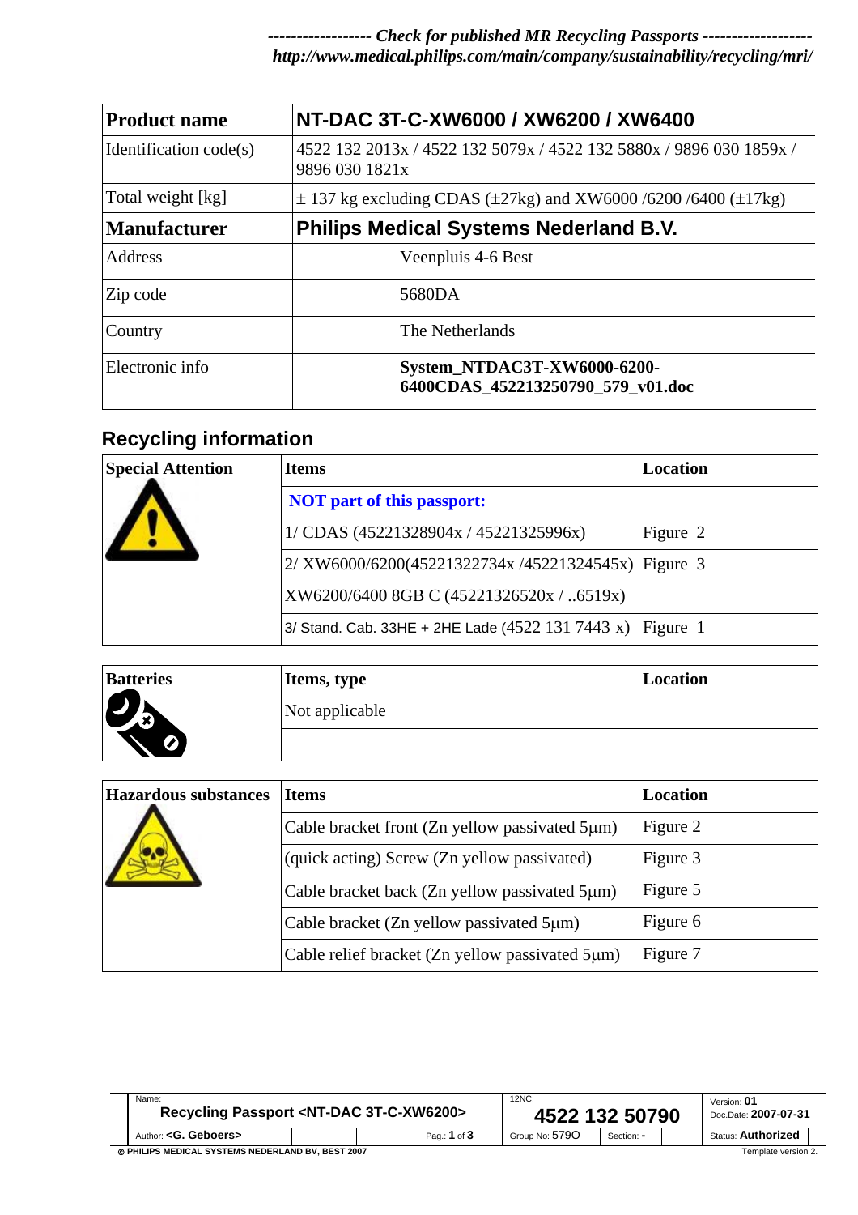------------------ *Check for published MR Recycling Passports* -------------------
*http://www.medical.philips.com/main/company/sustainability/recycling/mri/*

| **Product name** | **NT-DAC 3T-C-XW6000 / XW6200 / XW6400** |
|---|---|
| Identification code(s) | 4522 132 2013x / 4522 132 5079x / 4522 132 5880x / 9896 030 1859x / 9896 030 1821x |
| Total weight [kg] | ± 137 kg excluding CDAS (±27kg) and XW6000 /6200 /6400 (±17kg) |
| **Manufacturer** | **Philips Medical Systems Nederland B.V.** |
| Address | Veenpluis 4-6 Best |
| Zip code | 5680DA |
| Country | The Netherlands |
| Electronic info | **System_NTDAC3T-XW6000-6200-6400CDAS_452213250790_579_v01.doc** |

## Recycling information

| **Special Attention** | **Items** | **Location** |
|---|---|---|
| | **NOT part of this passport:** | |
| | 1/ CDAS (45221328904x / 45221325996x) | Figure 2 |
| | 2/ XW6000/6200(45221322734x /45221324545x) | Figure 3 |
| | XW6200/6400 8GB C (45221326520x / ..6519x) | |
| | 3/ Stand. Cab. 33HE + 2HE Lade (4522 131 7443 x) | Figure 1 |

| **Batteries** | **Items, type** | **Location** |
|---|---|---|
| | Not applicable | |
| | | |

| **Hazardous substances** | **Items** | **Location** |
|---|---|---|
| | Cable bracket front (Zn yellow passivated 5μm) | Figure 2 |
| | (quick acting) Screw (Zn yellow passivated) | Figure 3 |
| | Cable bracket back (Zn yellow passivated 5μm) | Figure 5 |
| | Cable bracket (Zn yellow passivated 5μm) | Figure 6 |
| | Cable relief bracket (Zn yellow passivated 5μm) | Figure 7 |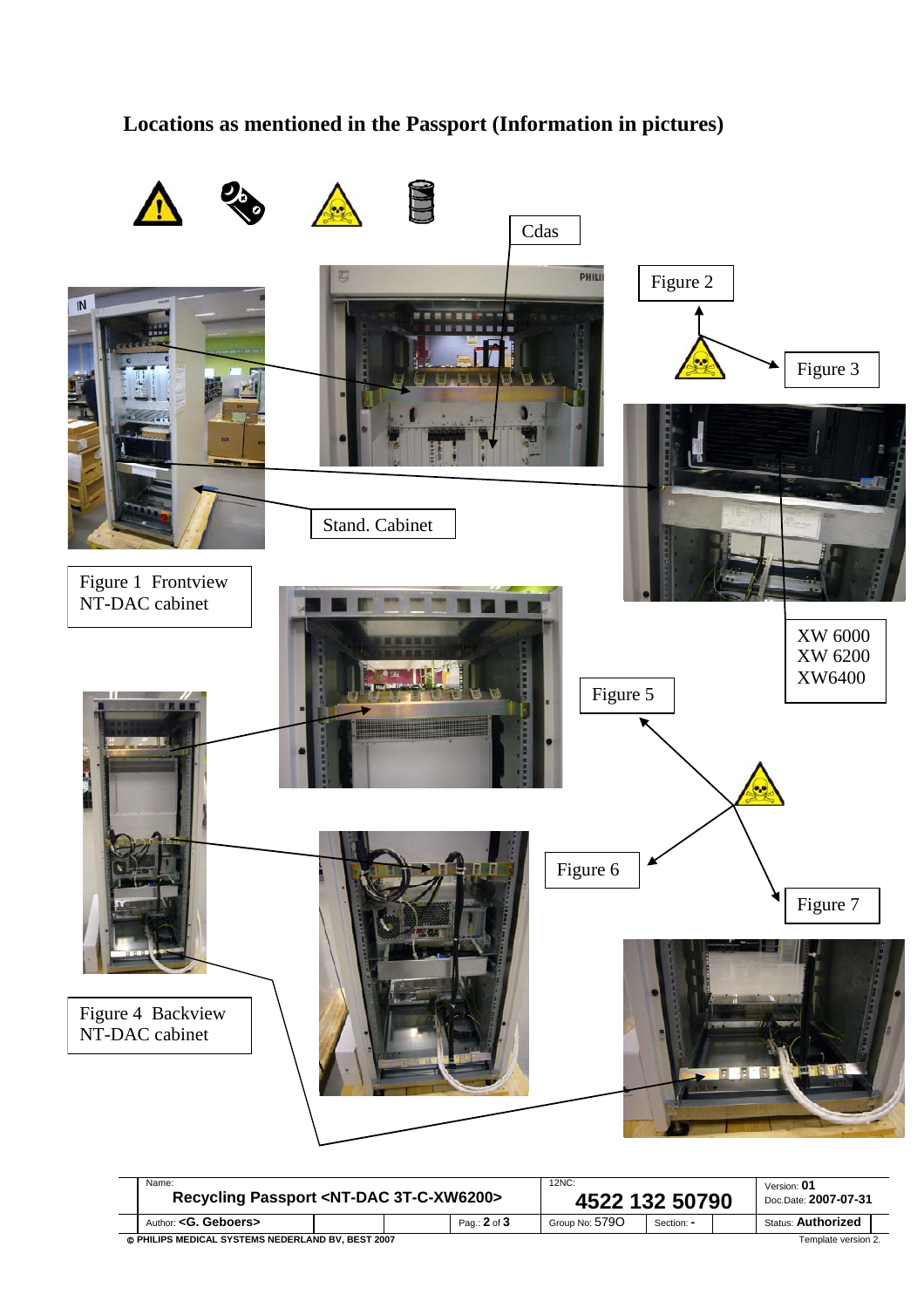## Locations as mentioned in the Passport (Information in pictures)

Cdas

Figure 2

Figure 3

Stand. Cabinet

Figure 1 Frontview NT-DAC cabinet

XW 6000
XW 6200
XW6400

Figure 5

Figure 6

Figure 7

Figure 4 Backview NT-DAC cabinet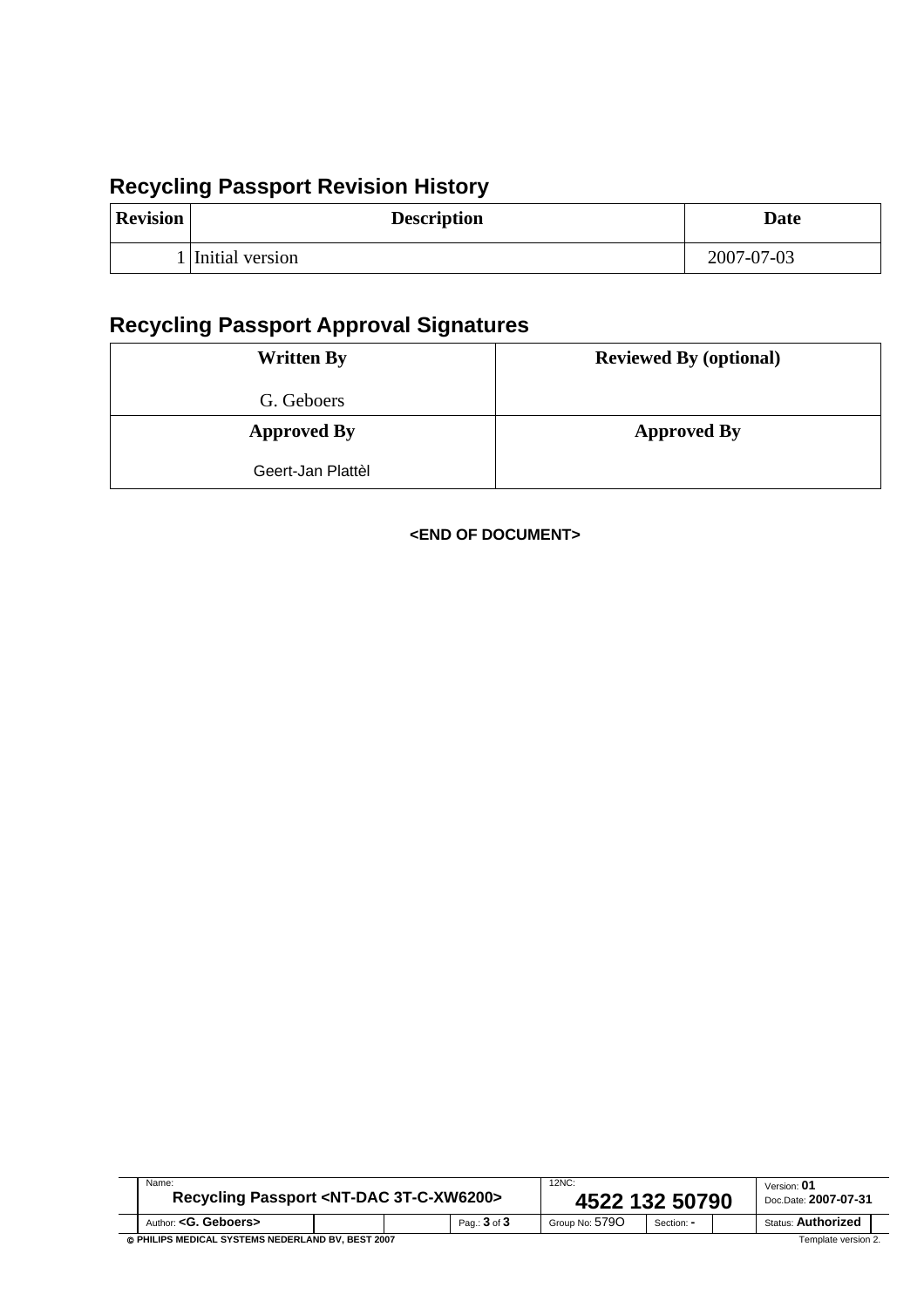## Recycling Passport Revision History

| Revision | Description | Date |
|---|---|---|
| 1 | Initial version | 2007-07-03 |

## Recycling Passport Approval Signatures

| Written By | Reviewed By (optional) |
|---|---|
| G. Geboers | |
| **Approved By** | **Approved By** |
| Geert-Jan Plattèl | |

**<END OF DOCUMENT>**